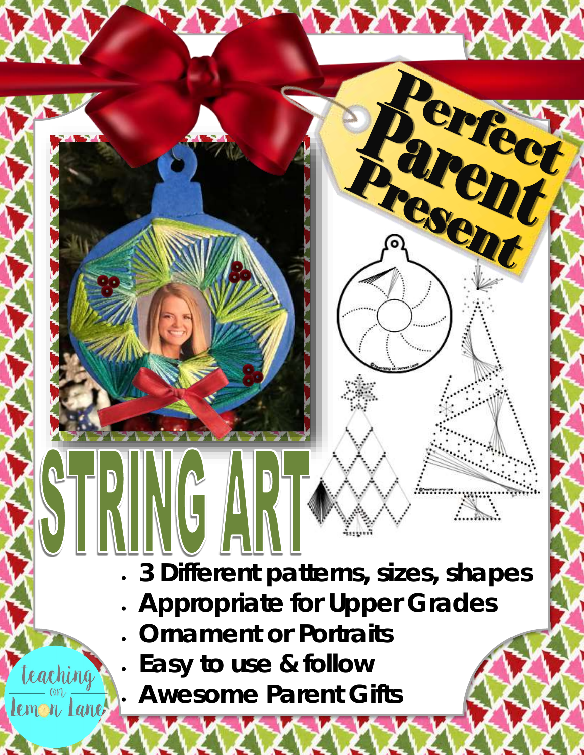# Perfect Parent Present

# STRING ART

- 3 Different patterns, sizes, shapes
- Appropriate for Upper Grades
- Ornament or Portraits
- Easy to use & follow
- Awesome Parent Gifts

teaching on Lemon Lane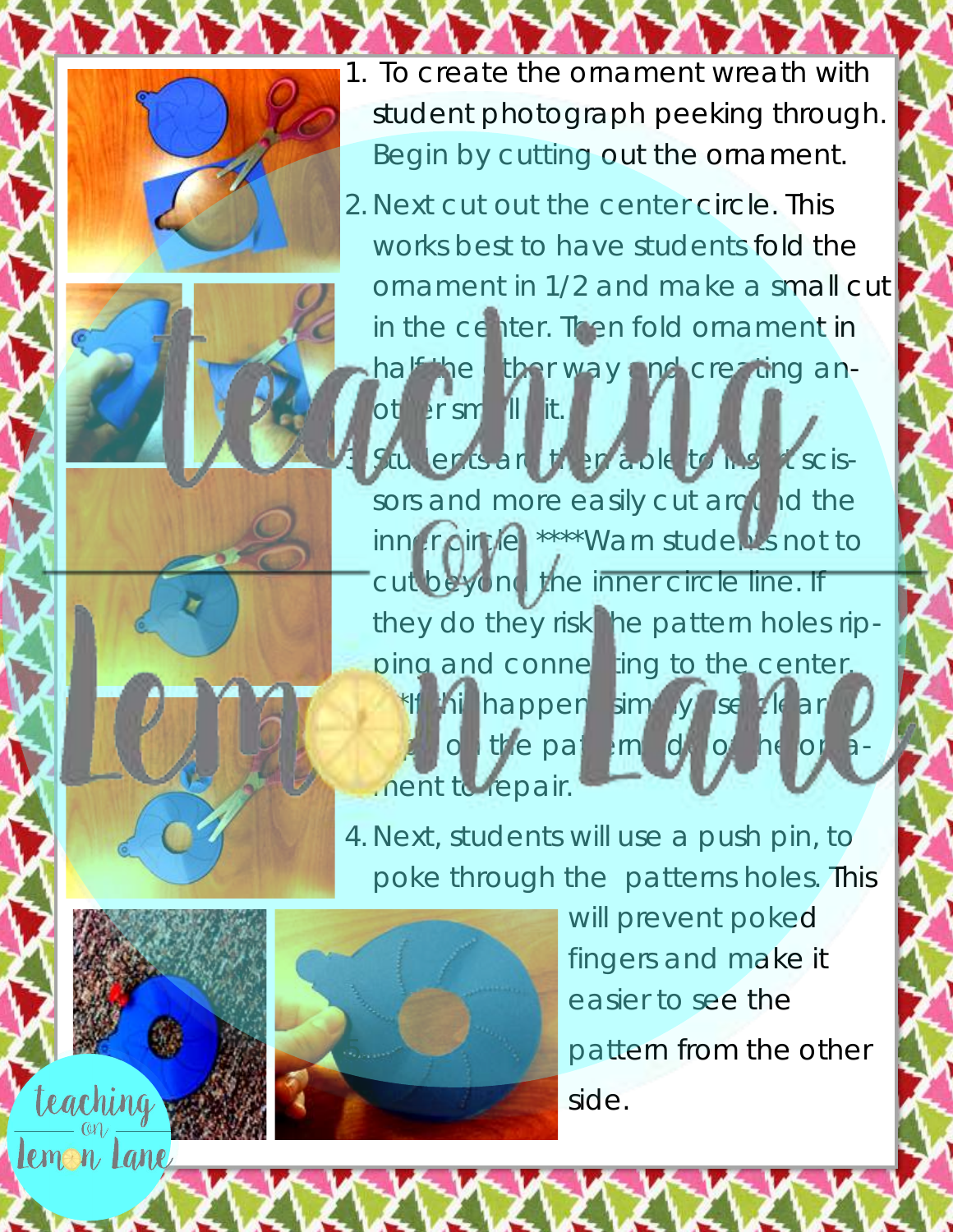1. To create the ornament wreath with student photograph peeking through. Begin by cutting out the ornament.
2. Next cut out the center circle. This works best to have students fold the ornament in 1/2 and make a small cut in the center. Then fold ornament in half the other way and creating another small slit.
3. Students are then able to insert scissors and more easily cut around the inner circle. ****Warn students not to cut beyond the inner circle line. If they do they risk the pattern holes ripping and connecting to the center. **If this happens simply use clear tape on the pattern side of the ornament to repair.
4. Next, students will use a push pin, to poke through the patterns holes. This will prevent poked fingers and make it easier to see the pattern from the other side.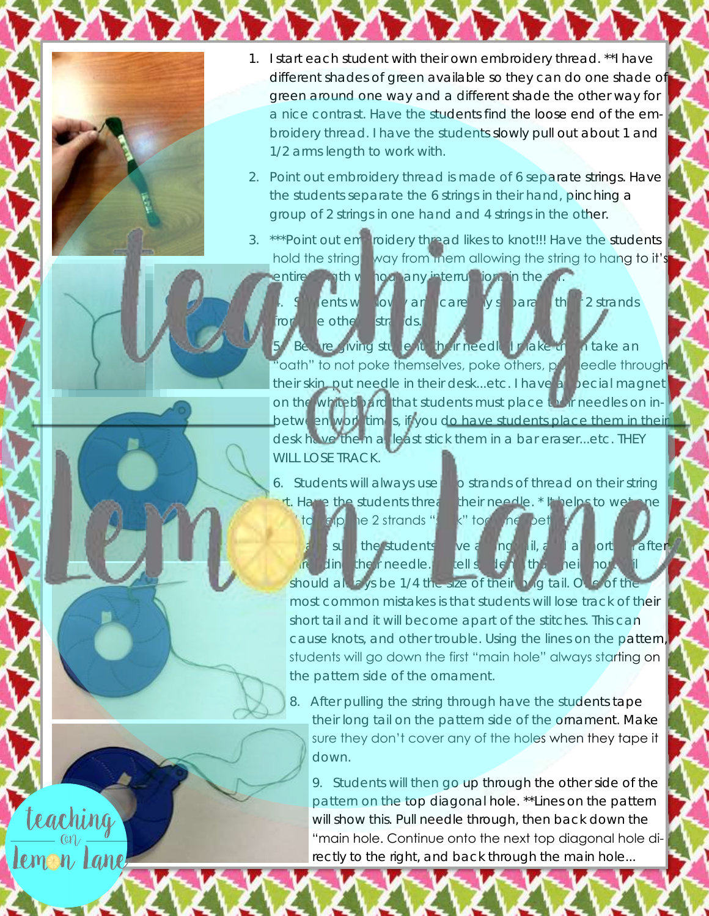1. I start each student with their own embroidery thread. **I have different shades of green available so they can do one shade of green around one way and a different shade the other way for a nice contrast. Have the students find the loose end of the embroidery thread. I have the students slowly pull out about 1 and 1/2 arms length to work with.

2. Point out embroidery thread is made of 6 separate strings. Have the students separate the 6 strings in their hand, pinching a group of 2 strings in one hand and 4 strings in the other.

3. ***Point out embroidery thread likes to knot!!! Have the students hold the string away from them allowing the string to hang to it's entire length without any interruptions in the air.

4. Students will slowly and carefully separate the 2 strands from the other strands.

5. Before giving students their needle I make them take an "oath" to not poke themselves, poke others, put needle through their skin, put needle in their desk...etc. I have a special magnet on the whiteboard that students must place their needles on in-between work times, if you do have students place them in their desk have them at least stick them in a bar eraser...etc. THEY WILL LOSE TRACK.

6. Students will always use two strands of thread on their string art. Have the students thread their needle. * It helps to wet one end to help the 2 strands "stick" together.

7. Make sure the students have a long tail, and a short tail after threading their needle. I tell students that their short tail should always be 1/4 the size of their long tail. One of the most common mistakes is that students will lose track of their short tail and it will become apart of the stitches. This can cause knots, and other trouble. Using the lines on the pattern, students will go down the first "main hole" always starting on the pattern side of the ornament.

8. After pulling the string through have the students tape their long tail on the pattern side of the ornament. Make sure they don't cover any of the holes when they tape it down.

9. Students will then go up through the other side of the pattern on the top diagonal hole. **Lines on the pattern will show this. Pull needle through, then back down the "main hole. Continue onto the next top diagonal hole directly to the right, and back through the main hole...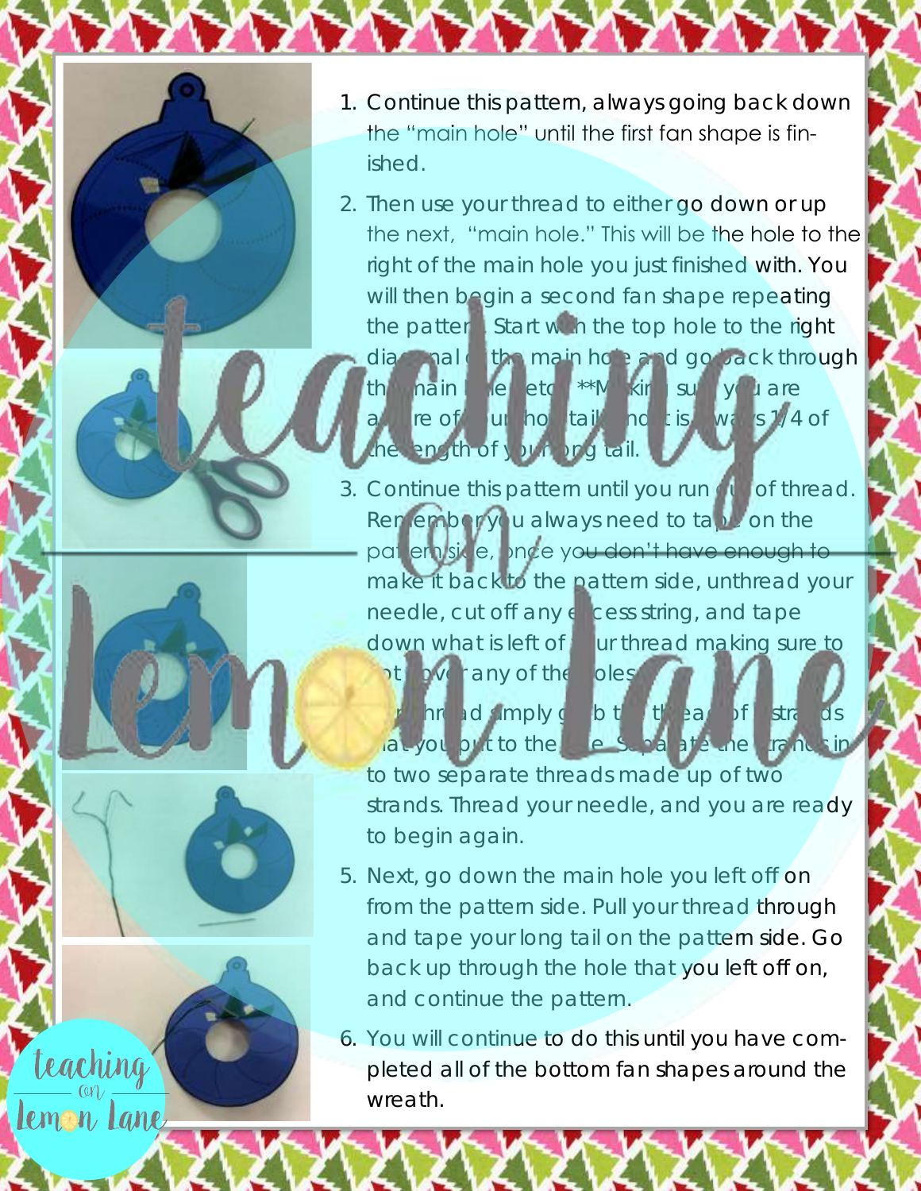1. Continue this pattern, always going back down the "main hole" until the first fan shape is finished.
2. Then use your thread to either go down or up the next, "main hole." This will be the hole to the right of the main hole you just finished with. You will then begin a second fan shape repeating the pattern. Start with the top hole to the right diagonal of the main hole and go back through the main hole etc. **Making sure you are aware of your short tail and it is always 1/4 of the length of your long tail.
3. Continue this pattern until you run out of thread. Remember you always need to tape on the pattern side, once you don't have enough to make it back to the pattern side, unthread your needle, cut off any excess string, and tape down what is left of your thread making sure to not cover any of the holes.
4. Rethread simply grab the thread of 4 strands that you put to the side. Separate the strands in to two separate threads made up of two strands. Thread your needle, and you are ready to begin again.
5. Next, go down the main hole you left off on from the pattern side. Pull your thread through and tape your long tail on the pattern side. Go back up through the hole that you left off on, and continue the pattern.
6. You will continue to do this until you have completed all of the bottom fan shapes around the wreath.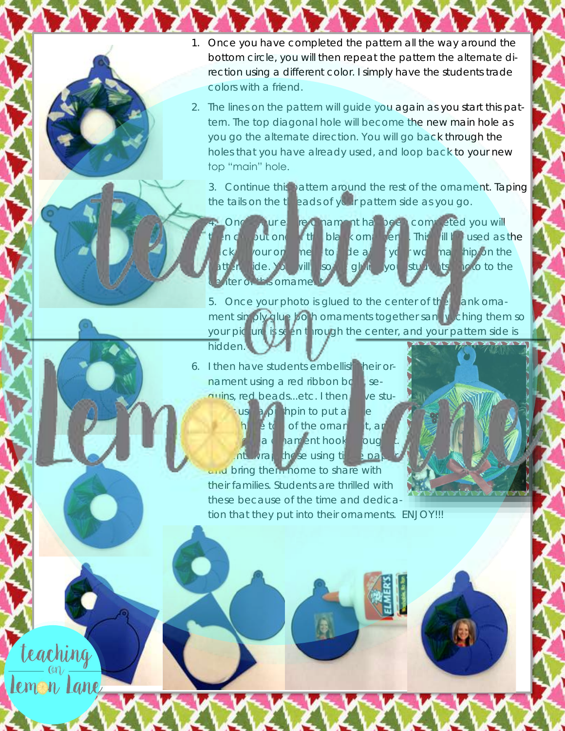1. Once you have completed the pattern all the way around the bottom circle, you will then repeat the pattern the alternate direction using a different color. I simply have the students trade colors with a friend.
2. The lines on the pattern will guide you again as you start this pattern. The top diagonal hole will become the new main hole as you go the alternate direction. You will go back through the holes that you have already used, and loop back to your new top "main" hole.
3. Continue this pattern around the rest of the ornament. Taping the tails on the threads of your pattern side as you go.
4. Once your entire ornament has been completed you will then cut out one of the blank ornaments. This will be used as the back of your ornament to hide all of your workmanship on the pattern side. You will also glue your students photo to the center of this ornament.
5. Once your photo is glued to the center of the blank ornament simply glue both ornaments together sandwiching them so your picture is seen through the center, and your pattern side is hidden.
6. I then have students embellish their ornament using a red ribbon bow, sequins, red beads...etc. I then have students use a pushpin to put a hole through the top of the ornament, and put a ornament hook through it. Students wrap these using tissue paper and bring them home to share with their families. Students are thrilled with these because of the time and dedication that they put into their ornaments. ENJOY!!!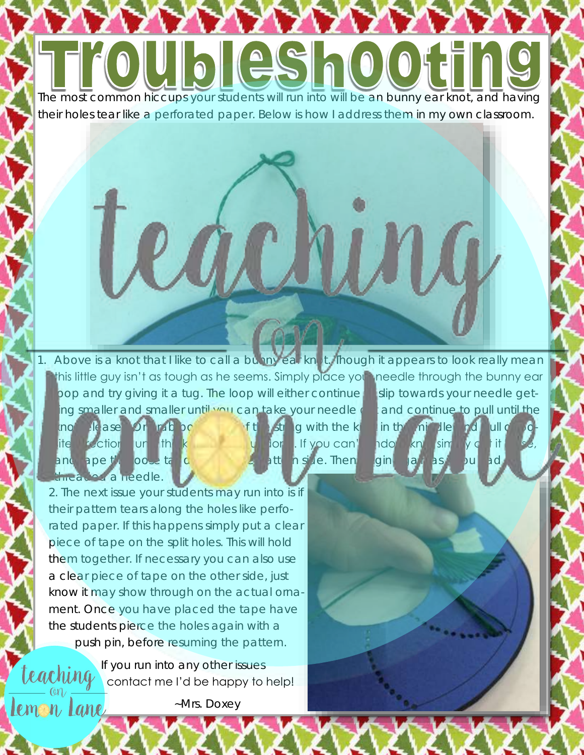# Troubleshooting

The most common hiccups your students will run into will be an bunny ear knot, and having their holes tear like a perforated paper. Below is how I address them in my own classroom.

1. Above is a knot that I like to call a bunny ear knot. Though it appears to look really mean this little guy isn't as tough as he seems. Simply place your needle through the bunny ear loop and try giving it a tug. The loop will either continue to slip towards your needle getting smaller and smaller until you can take your needle out and continue to pull until the knot releases. Or grab both ends of the string with the knot in the middle and pull opposite directions until the knot is undone. If you can't undo a knot simply cut it loose, and tape the loose tail down on the bottom side. Then begin again as if you had threaded a needle.

2. The next issue your students may run into is if their pattern tears along the holes like perforated paper. If this happens simply put a clear piece of tape on the split holes. This will hold them together. If necessary you can also use a clear piece of tape on the other side, just know it may show through on the actual ornament. Once you have placed the tape have the students pierce the holes again with a push pin, before resuming the pattern.

If you run into any other issues contact me I'd be happy to help!

~Mrs. Doxey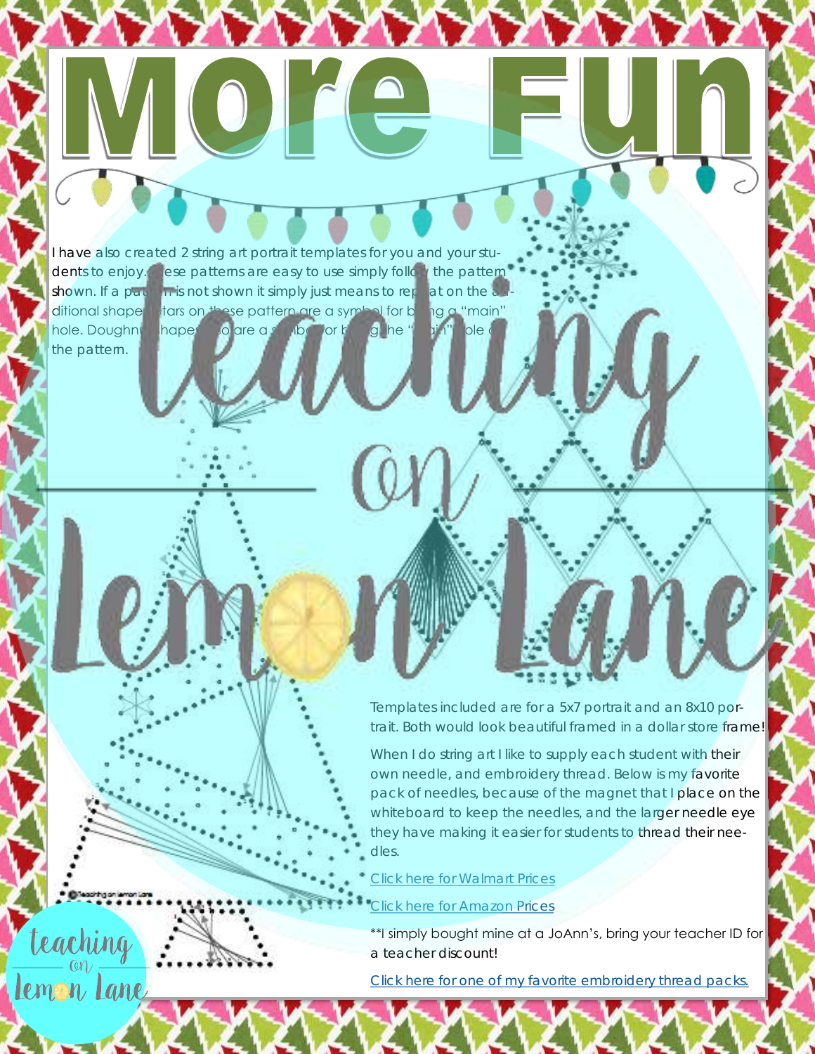# More Fun

I have also created 2 string art portrait templates for you and your students to enjoy. These patterns are easy to use simply follow the pattern shown. If a pattern is not shown it simply just means to repeat on the additional shape. Stars on these pattern are a symbol for being a "main" hole. Doughnut shapes also are a symbol for being the "main" hole of the pattern.

Templates included are for a 5x7 portrait and an 8x10 portrait. Both would look beautiful framed in a dollar store frame!

When I do string art I like to supply each student with their own needle, and embroidery thread. Below is my favorite pack of needles, because of the magnet that I place on the whiteboard to keep the needles, and the larger needle eye they have making it easier for students to thread their needles.

Click here for Walmart Prices

Click here for Amazon Prices

**I simply bought mine at a JoAnn's, bring your teacher ID for a teacher discount!

Click here for one of my favorite embroidery thread packs.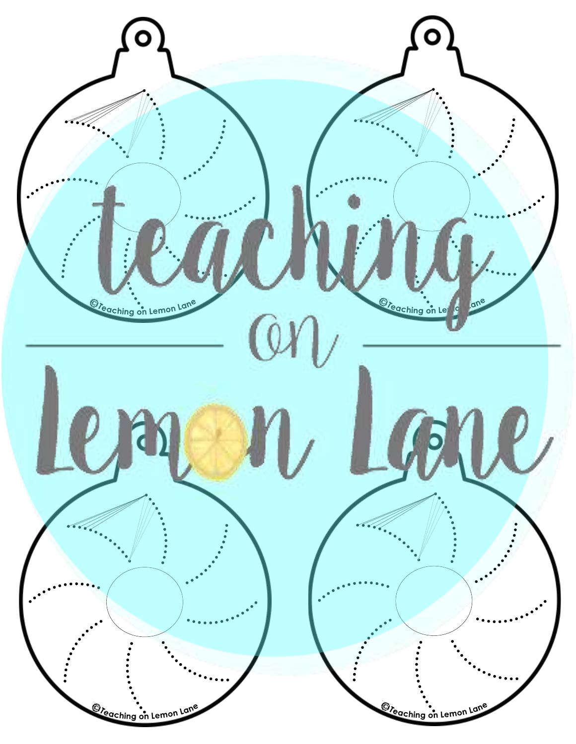teaching on Lemon Lane

©Teaching on Lemon Lane

©Teaching on Lemon Lane

©Teaching on Lemon Lane

©Teaching on Lemon Lane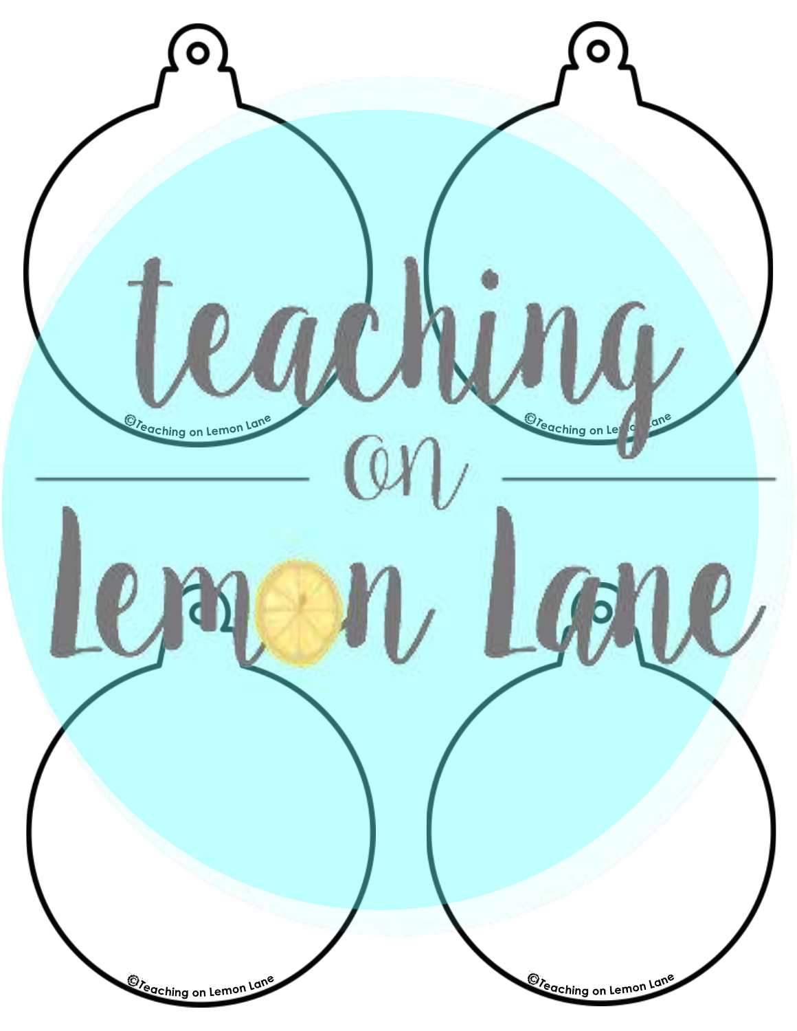©Teaching on Lemon Lane

©Teaching on Lemon Lane

teaching on Lemon Lane

©Teaching on Lemon Lane

©Teaching on Lemon Lane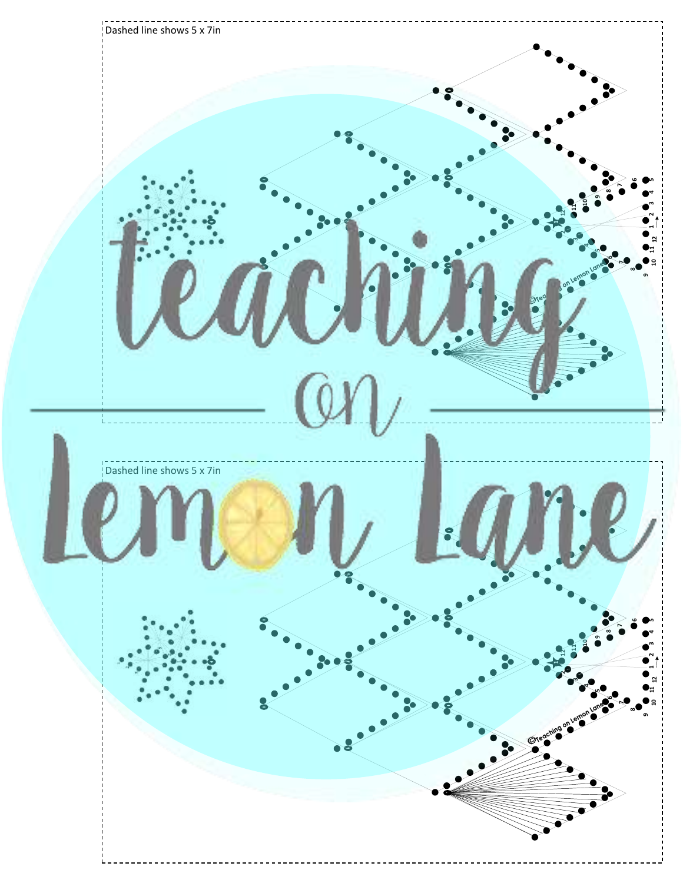Dashed line shows 5 x 7in

Dashed line shows 5 x 7in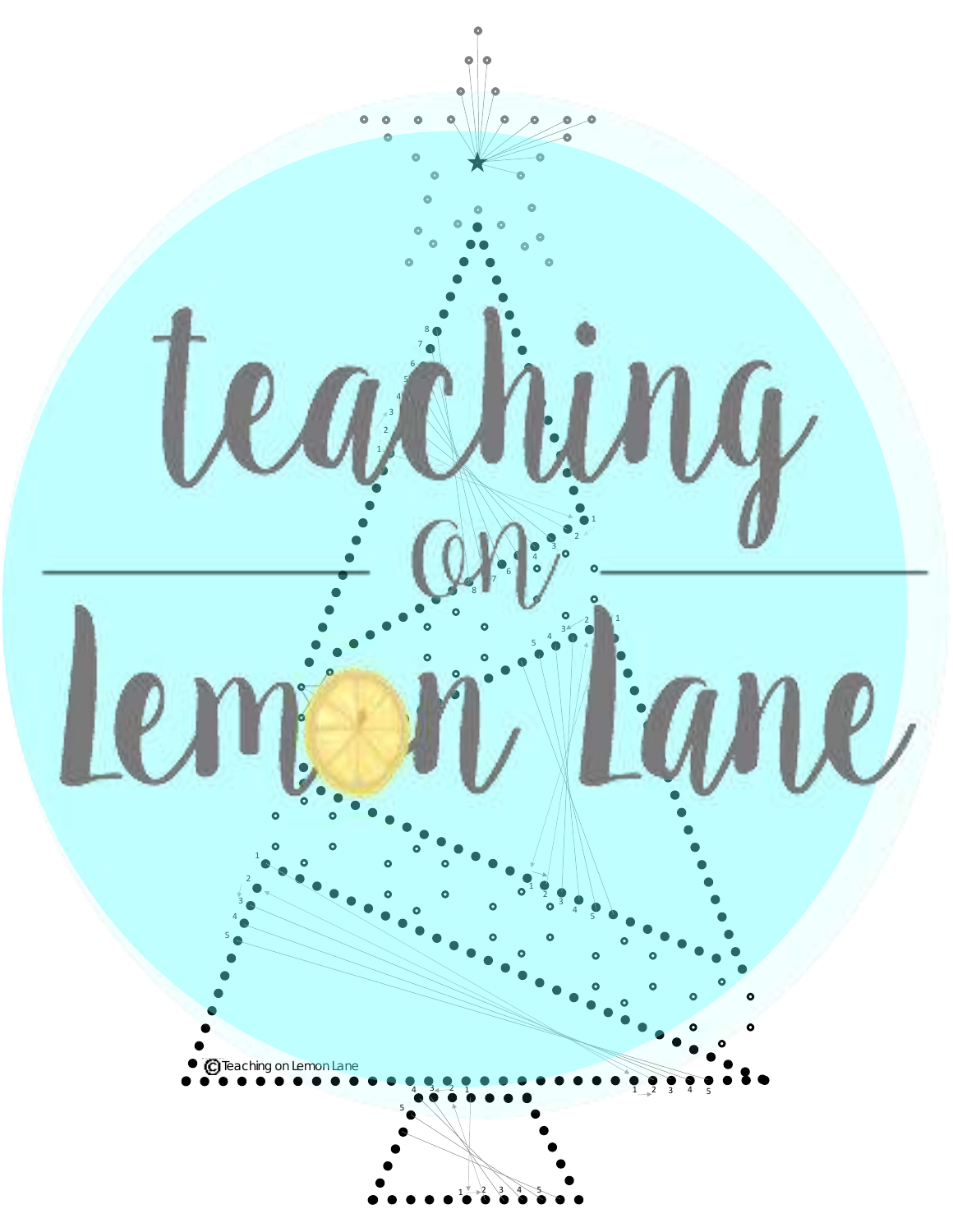teaching on Lemon Lane

©Teaching on Lemon Lane